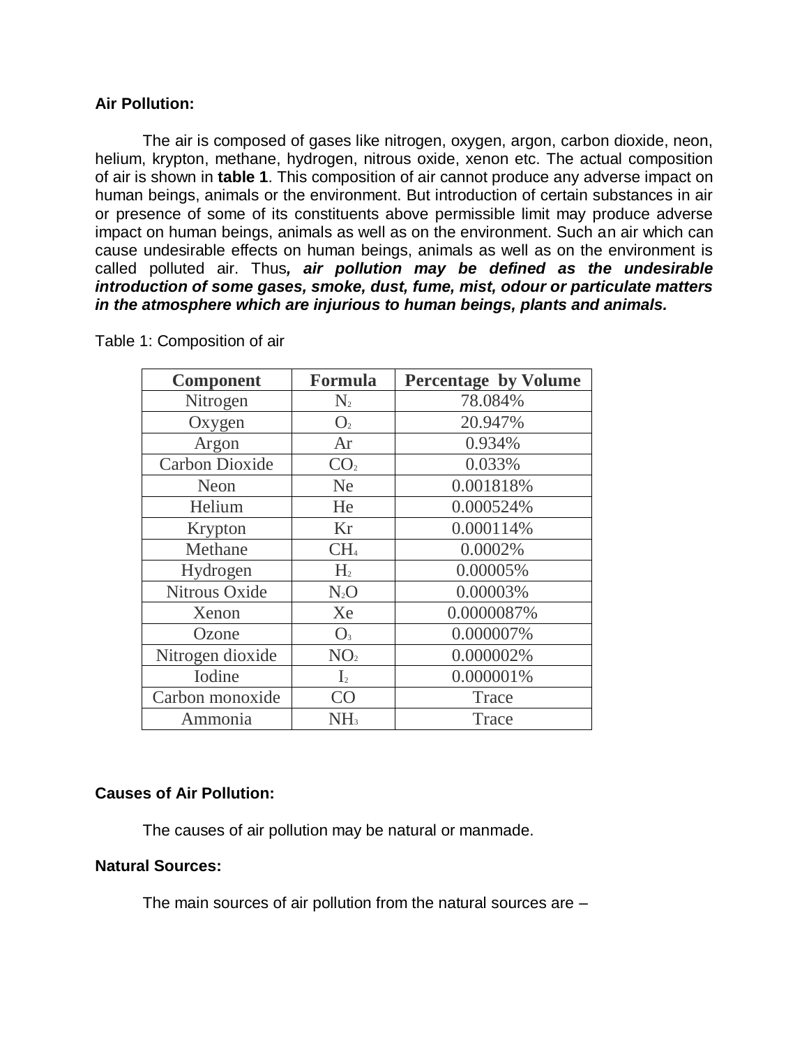**Air Pollution:**

The air is composed of gases like nitrogen, oxygen, argon, carbon dioxide, neon, helium, krypton, methane, hydrogen, nitrous oxide, xenon etc. The actual composition of air is shown in **table 1**. This composition of air cannot produce any adverse impact on human beings, animals or the environment. But introduction of certain substances in air or presence of some of its constituents above permissible limit may produce adverse impact on human beings, animals as well as on the environment. Such an air which can cause undesirable effects on human beings, animals as well as on the environment is called polluted air. Thus***, air pollution may be defined as the undesirable introduction of some gases, smoke, dust, fume, mist, odour or particulate matters in the atmosphere which are injurious to human beings, plants and animals.***

Table 1: Composition of air

| Component | Formula | Percentage by Volume |
|---|---|---|
| Nitrogen | $N_2$ | 78.084% |
| Oxygen | $O_2$ | 20.947% |
| Argon | Ar | 0.934% |
| Carbon Dioxide | $CO_2$ | 0.033% |
| Neon | Ne | 0.001818% |
| Helium | He | 0.000524% |
| Krypton | Kr | 0.000114% |
| Methane | $CH_4$ | 0.0002% |
| Hydrogen | $H_2$ | 0.00005% |
| Nitrous Oxide | $N_2O$ | 0.00003% |
| Xenon | Xe | 0.0000087% |
| Ozone | $O_3$ | 0.000007% |
| Nitrogen dioxide | $NO_2$ | 0.000002% |
| Iodine | $I_2$ | 0.000001% |
| Carbon monoxide | CO | Trace |
| Ammonia | $NH_3$ | Trace |

**Causes of Air Pollution:**

The causes of air pollution may be natural or manmade.

**Natural Sources:**

The main sources of air pollution from the natural sources are –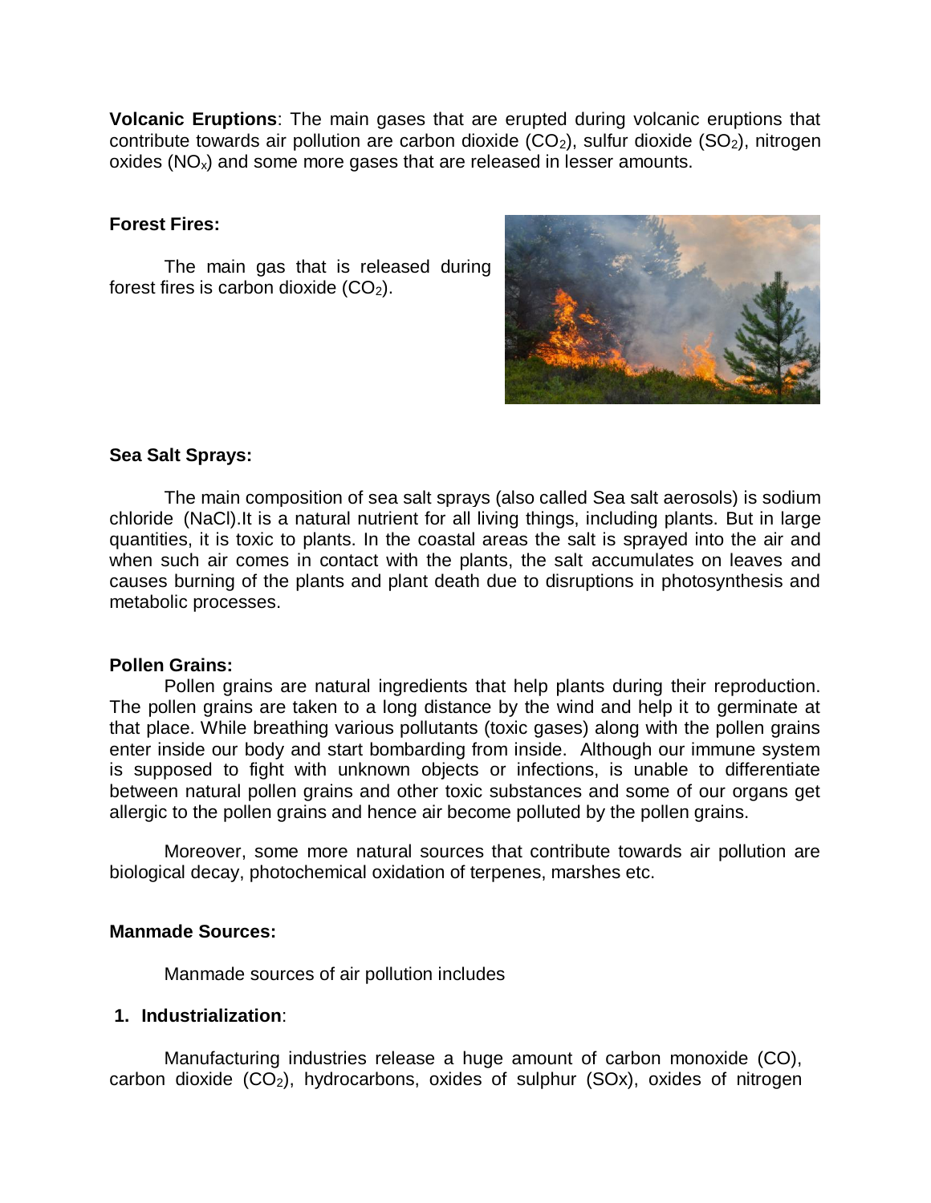**Volcanic Eruptions**: The main gases that are erupted during volcanic eruptions that contribute towards air pollution are carbon dioxide ($CO_2$), sulfur dioxide ($SO_2$), nitrogen oxides ($NO_x$) and some more gases that are released in lesser amounts.

**Forest Fires:**

The main gas that is released during forest fires is carbon dioxide ($CO_2$).

**Sea Salt Sprays:**

The main composition of sea salt sprays (also called Sea salt aerosols) is sodium chloride (NaCl).It is a natural nutrient for all living things, including plants. But in large quantities, it is toxic to plants. In the coastal areas the salt is sprayed into the air and when such air comes in contact with the plants, the salt accumulates on leaves and causes burning of the plants and plant death due to disruptions in photosynthesis and metabolic processes.

**Pollen Grains:**

Pollen grains are natural ingredients that help plants during their reproduction. The pollen grains are taken to a long distance by the wind and help it to germinate at that place. While breathing various pollutants (toxic gases) along with the pollen grains enter inside our body and start bombarding from inside. Although our immune system is supposed to fight with unknown objects or infections, is unable to differentiate between natural pollen grains and other toxic substances and some of our organs get allergic to the pollen grains and hence air become polluted by the pollen grains.

Moreover, some more natural sources that contribute towards air pollution are biological decay, photochemical oxidation of terpenes, marshes etc.

**Manmade Sources:**

Manmade sources of air pollution includes

1. **Industrialization**:

Manufacturing industries release a huge amount of carbon monoxide (CO), carbon dioxide ($CO_2$), hydrocarbons, oxides of sulphur ($SO_x$), oxides of nitrogen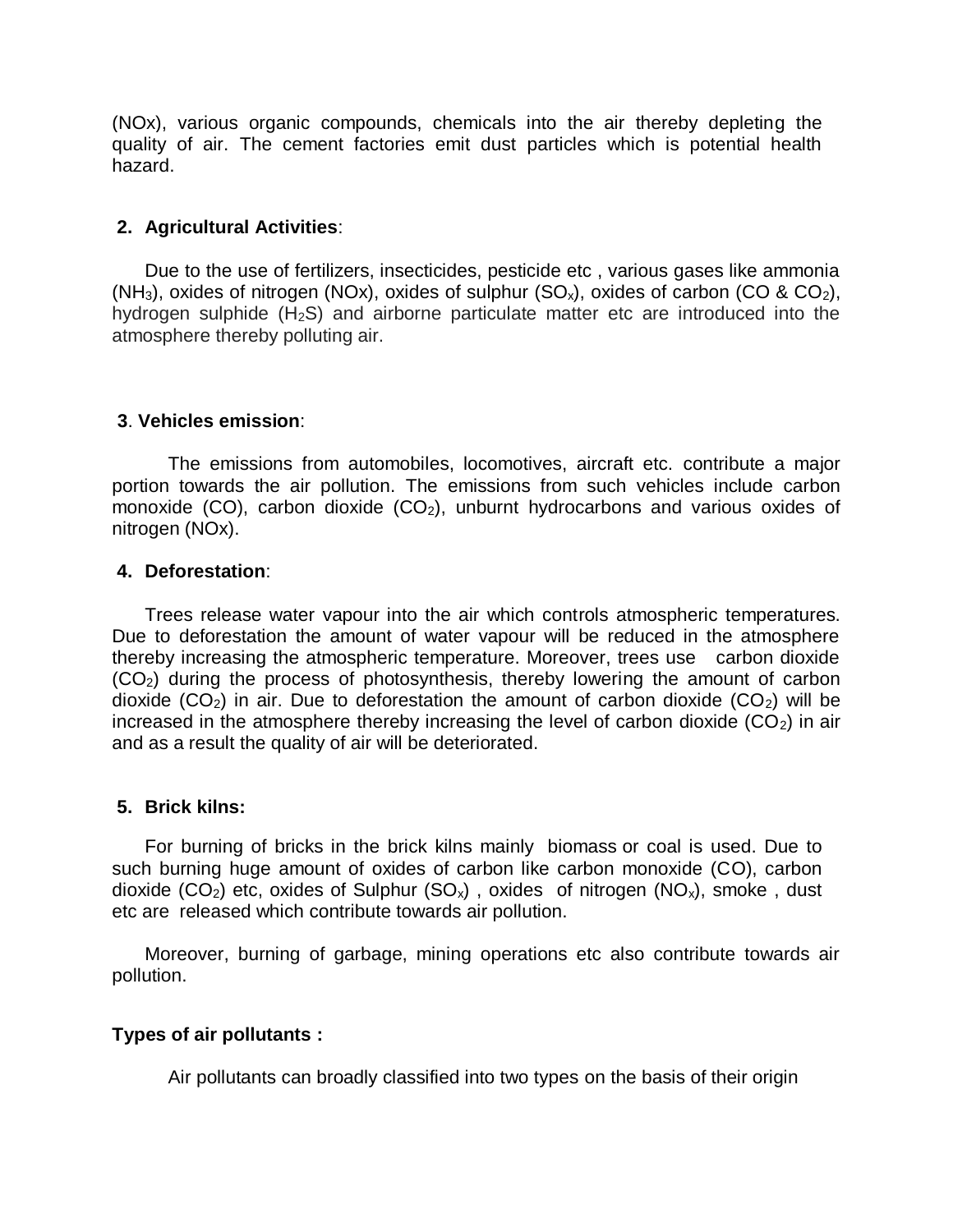(NOx), various organic compounds, chemicals into the air thereby depleting the quality of air. The cement factories emit dust particles which is potential health hazard.

2. **Agricultural Activities**:

Due to the use of fertilizers, insecticides, pesticide etc , various gases like ammonia ($NH_3$), oxides of nitrogen (NOx), oxides of sulphur ($SO_x$), oxides of carbon (CO & $CO_2$), hydrogen sulphide ($H_2S$) and airborne particulate matter etc are introduced into the atmosphere thereby polluting air.

3. **Vehicles emission**:

The emissions from automobiles, locomotives, aircraft etc. contribute a major portion towards the air pollution. The emissions from such vehicles include carbon monoxide (CO), carbon dioxide ($CO_2$), unburnt hydrocarbons and various oxides of nitrogen (NOx).

4. **Deforestation**:

Trees release water vapour into the air which controls atmospheric temperatures. Due to deforestation the amount of water vapour will be reduced in the atmosphere thereby increasing the atmospheric temperature. Moreover, trees use carbon dioxide ($CO_2$) during the process of photosynthesis, thereby lowering the amount of carbon dioxide ($CO_2$) in air. Due to deforestation the amount of carbon dioxide ($CO_2$) will be increased in the atmosphere thereby increasing the level of carbon dioxide ($CO_2$) in air and as a result the quality of air will be deteriorated.

5. **Brick kilns:**

For burning of bricks in the brick kilns mainly biomass or coal is used. Due to such burning huge amount of oxides of carbon like carbon monoxide (CO), carbon dioxide ($CO_2$) etc, oxides of Sulphur ($SO_x$) , oxides of nitrogen ($NO_x$), smoke , dust etc are released which contribute towards air pollution.

Moreover, burning of garbage, mining operations etc also contribute towards air pollution.

**Types of air pollutants :**

Air pollutants can broadly classified into two types on the basis of their origin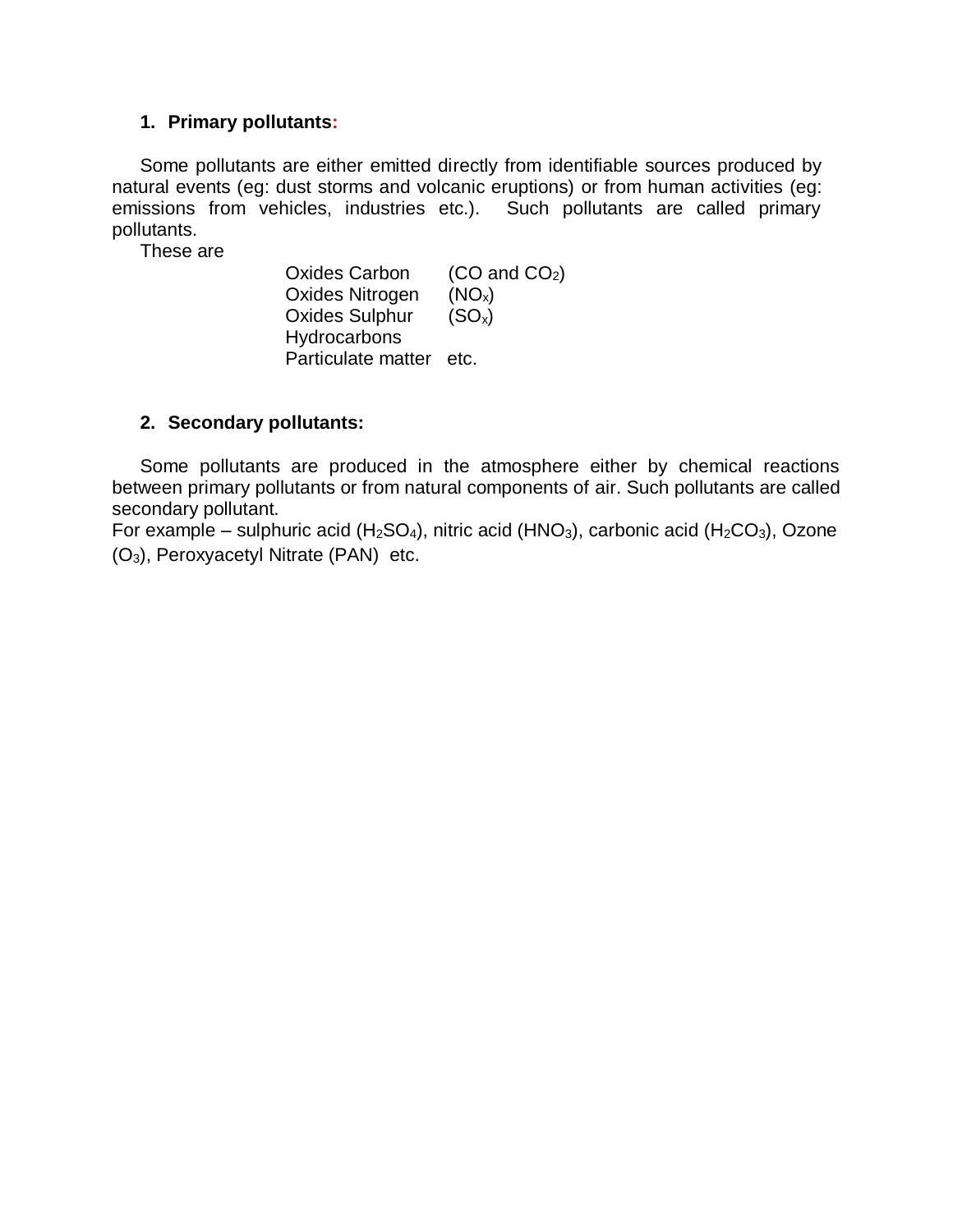1. **Primary pollutants:**

Some pollutants are either emitted directly from identifiable sources produced by natural events (eg: dust storms and volcanic eruptions) or from human activities (eg: emissions from vehicles, industries etc.). Such pollutants are called primary pollutants.

These are

| | |
|---|---|
| Oxides Carbon | (CO and $CO_2$) |
| Oxides Nitrogen | ($NO_x$) |
| Oxides Sulphur | ($SO_x$) |
| Hydrocarbons | |
| Particulate matter | etc. |

2. **Secondary pollutants:**

Some pollutants are produced in the atmosphere either by chemical reactions between primary pollutants or from natural components of air. Such pollutants are called secondary pollutant.

For example – sulphuric acid ($H_2SO_4$), nitric acid ($HNO_3$), carbonic acid ($H_2CO_3$), Ozone ($O_3$), Peroxyacetyl Nitrate (PAN) etc.